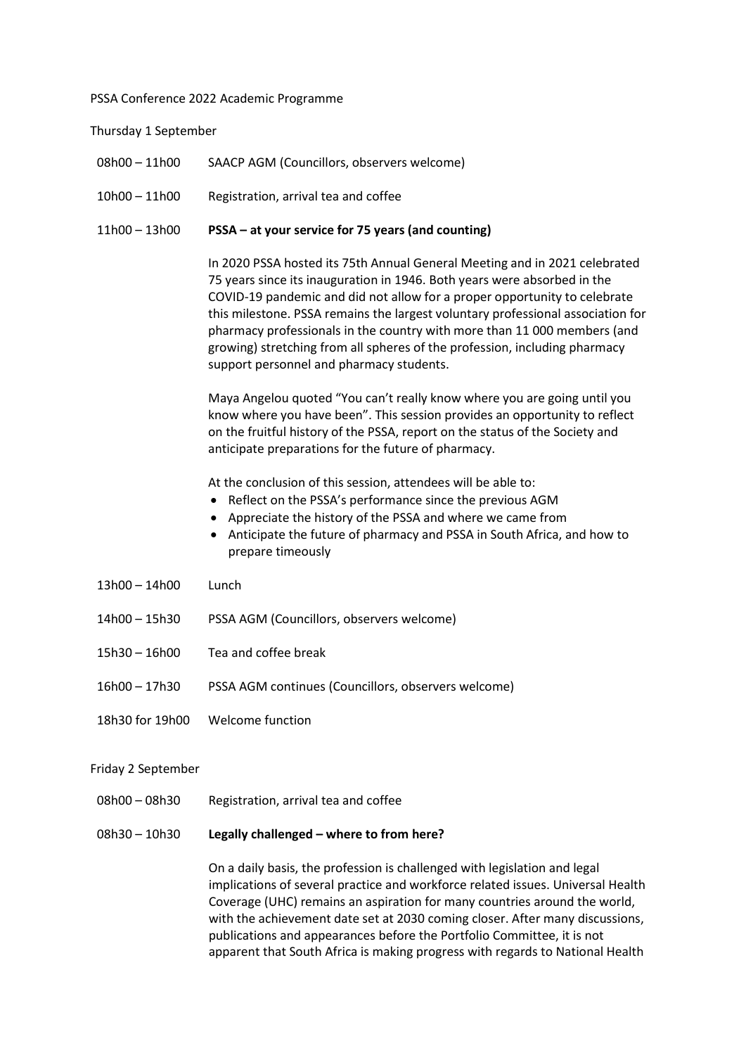PSSA Conference 2022 Academic Programme

Thursday 1 September

08h00 – 11h00 SAACP AGM (Councillors, observers welcome)

10h00 – 11h00 Registration, arrival tea and coffee

11h00 – 13h00 **PSSA – at your service for 75 years (and counting)**

In 2020 PSSA hosted its 75th Annual General Meeting and in 2021 celebrated 75 years since its inauguration in 1946. Both years were absorbed in the COVID-19 pandemic and did not allow for a proper opportunity to celebrate this milestone. PSSA remains the largest voluntary professional association for pharmacy professionals in the country with more than 11 000 members (and growing) stretching from all spheres of the profession, including pharmacy support personnel and pharmacy students.

Maya Angelou quoted "You can't really know where you are going until you know where you have been". This session provides an opportunity to reflect on the fruitful history of the PSSA, report on the status of the Society and anticipate preparations for the future of pharmacy.

At the conclusion of this session, attendees will be able to:

- Reflect on the PSSA's performance since the previous AGM
- Appreciate the history of the PSSA and where we came from
- Anticipate the future of pharmacy and PSSA in South Africa, and how to prepare timeously

13h00 – 14h00 Lunch

14h00 – 15h30 PSSA AGM (Councillors, observers welcome)

15h30 – 16h00 Tea and coffee break

16h00 – 17h30 PSSA AGM continues (Councillors, observers welcome)

18h30 for 19h00 Welcome function

Friday 2 September

08h00 – 08h30 Registration, arrival tea and coffee

08h30 – 10h30 **Legally challenged – where to from here?**

On a daily basis, the profession is challenged with legislation and legal implications of several practice and workforce related issues. Universal Health Coverage (UHC) remains an aspiration for many countries around the world, with the achievement date set at 2030 coming closer. After many discussions, publications and appearances before the Portfolio Committee, it is not apparent that South Africa is making progress with regards to National Health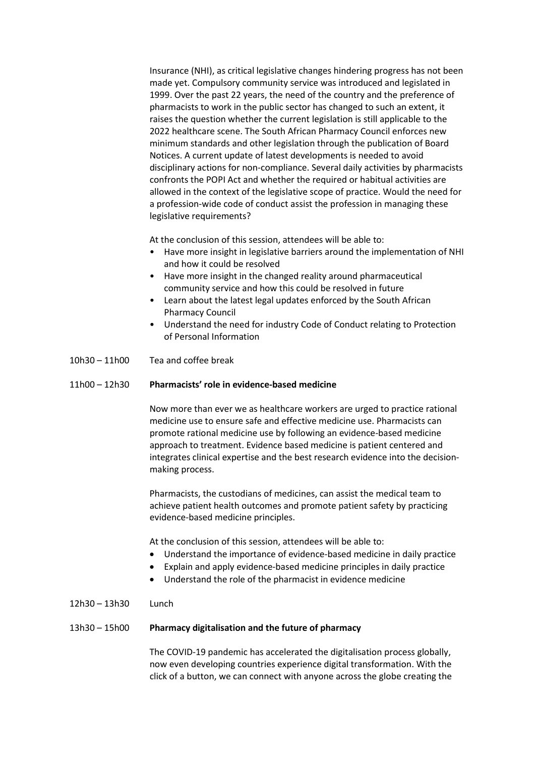Insurance (NHI), as critical legislative changes hindering progress has not been made yet. Compulsory community service was introduced and legislated in 1999. Over the past 22 years, the need of the country and the preference of pharmacists to work in the public sector has changed to such an extent, it raises the question whether the current legislation is still applicable to the 2022 healthcare scene. The South African Pharmacy Council enforces new minimum standards and other legislation through the publication of Board Notices. A current update of latest developments is needed to avoid disciplinary actions for non-compliance. Several daily activities by pharmacists confronts the POPI Act and whether the required or habitual activities are allowed in the context of the legislative scope of practice. Would the need for a profession-wide code of conduct assist the profession in managing these legislative requirements?

At the conclusion of this session, attendees will be able to:

- Have more insight in legislative barriers around the implementation of NHI and how it could be resolved
- Have more insight in the changed reality around pharmaceutical community service and how this could be resolved in future
- Learn about the latest legal updates enforced by the South African Pharmacy Council
- Understand the need for industry Code of Conduct relating to Protection of Personal Information

10h30 – 11h00 Tea and coffee break

11h00 – 12h30 **Pharmacists' role in evidence-based medicine**

Now more than ever we as healthcare workers are urged to practice rational medicine use to ensure safe and effective medicine use. Pharmacists can promote rational medicine use by following an evidence-based medicine approach to treatment. Evidence based medicine is patient centered and integrates clinical expertise and the best research evidence into the decision-making process.

Pharmacists, the custodians of medicines, can assist the medical team to achieve patient health outcomes and promote patient safety by practicing evidence-based medicine principles.

At the conclusion of this session, attendees will be able to:

- Understand the importance of evidence-based medicine in daily practice
- Explain and apply evidence-based medicine principles in daily practice
- Understand the role of the pharmacist in evidence medicine

12h30 – 13h30 Lunch

13h30 – 15h00 **Pharmacy digitalisation and the future of pharmacy**

The COVID-19 pandemic has accelerated the digitalisation process globally, now even developing countries experience digital transformation. With the click of a button, we can connect with anyone across the globe creating the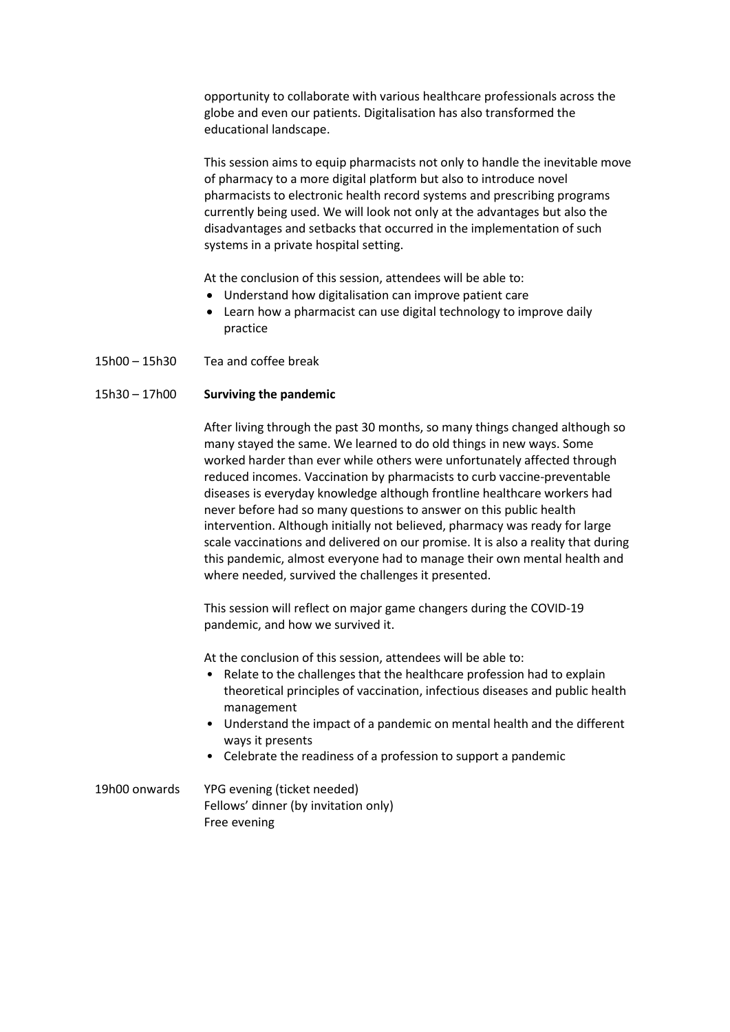opportunity to collaborate with various healthcare professionals across the globe and even our patients. Digitalisation has also transformed the educational landscape.

This session aims to equip pharmacists not only to handle the inevitable move of pharmacy to a more digital platform but also to introduce novel pharmacists to electronic health record systems and prescribing programs currently being used. We will look not only at the advantages but also the disadvantages and setbacks that occurred in the implementation of such systems in a private hospital setting.

At the conclusion of this session, attendees will be able to:

- Understand how digitalisation can improve patient care
- Learn how a pharmacist can use digital technology to improve daily practice

15h00 – 15h30 Tea and coffee break

15h30 – 17h00 **Surviving the pandemic**

After living through the past 30 months, so many things changed although so many stayed the same. We learned to do old things in new ways. Some worked harder than ever while others were unfortunately affected through reduced incomes. Vaccination by pharmacists to curb vaccine-preventable diseases is everyday knowledge although frontline healthcare workers had never before had so many questions to answer on this public health intervention. Although initially not believed, pharmacy was ready for large scale vaccinations and delivered on our promise. It is also a reality that during this pandemic, almost everyone had to manage their own mental health and where needed, survived the challenges it presented.

This session will reflect on major game changers during the COVID-19 pandemic, and how we survived it.

At the conclusion of this session, attendees will be able to:

- Relate to the challenges that the healthcare profession had to explain theoretical principles of vaccination, infectious diseases and public health management
- Understand the impact of a pandemic on mental health and the different ways it presents
- Celebrate the readiness of a profession to support a pandemic

19h00 onwards YPG evening (ticket needed)
Fellows' dinner (by invitation only)
Free evening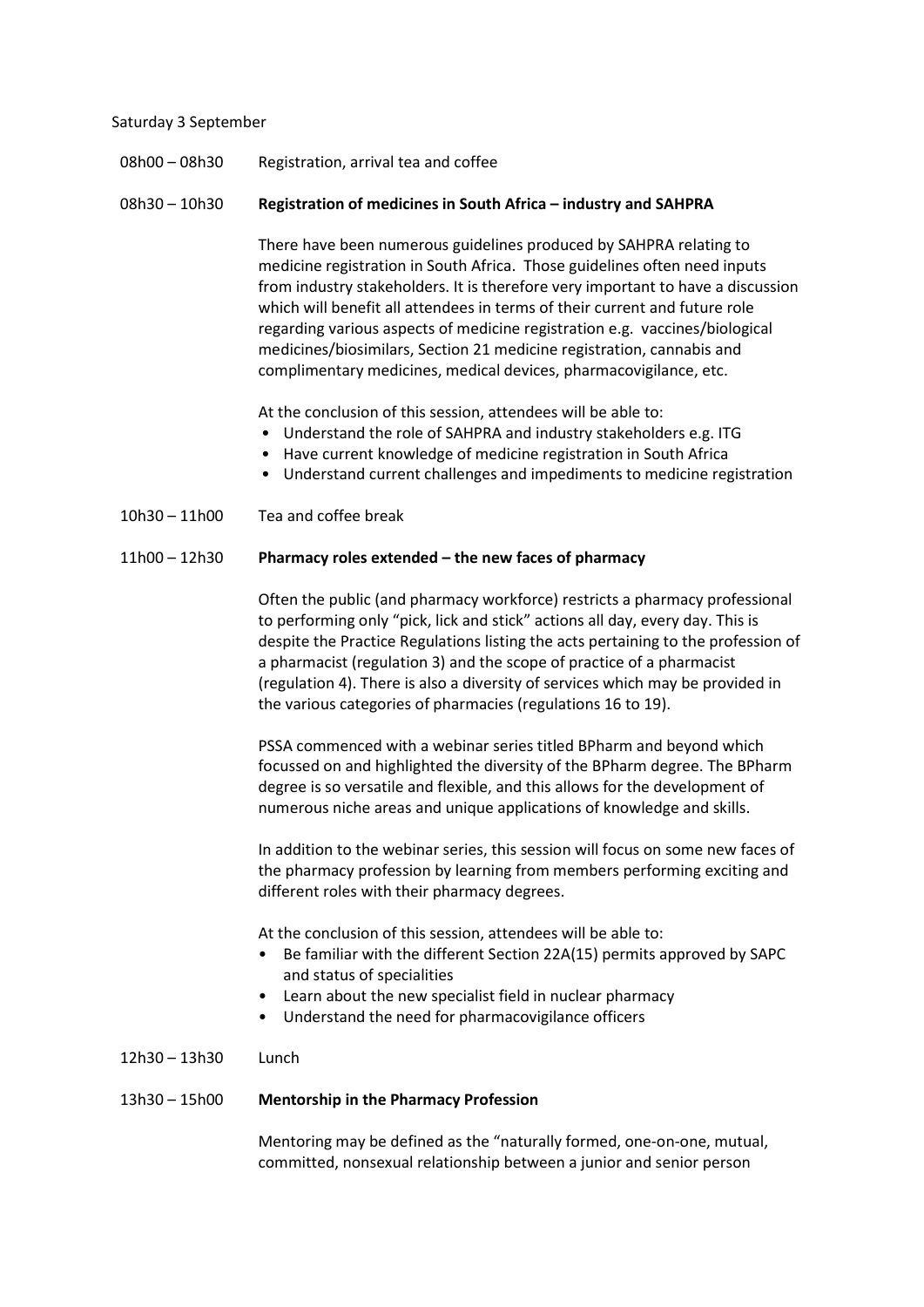Saturday 3 September

08h00 – 08h30 Registration, arrival tea and coffee

08h30 – 10h30 **Registration of medicines in South Africa – industry and SAHPRA**

There have been numerous guidelines produced by SAHPRA relating to medicine registration in South Africa. Those guidelines often need inputs from industry stakeholders. It is therefore very important to have a discussion which will benefit all attendees in terms of their current and future role regarding various aspects of medicine registration e.g. vaccines/biological medicines/biosimilars, Section 21 medicine registration, cannabis and complimentary medicines, medical devices, pharmacovigilance, etc.

At the conclusion of this session, attendees will be able to:

- Understand the role of SAHPRA and industry stakeholders e.g. ITG
- Have current knowledge of medicine registration in South Africa
- Understand current challenges and impediments to medicine registration

10h30 – 11h00 Tea and coffee break

11h00 – 12h30 **Pharmacy roles extended – the new faces of pharmacy**

Often the public (and pharmacy workforce) restricts a pharmacy professional to performing only "pick, lick and stick" actions all day, every day. This is despite the Practice Regulations listing the acts pertaining to the profession of a pharmacist (regulation 3) and the scope of practice of a pharmacist (regulation 4). There is also a diversity of services which may be provided in the various categories of pharmacies (regulations 16 to 19).

PSSA commenced with a webinar series titled BPharm and beyond which focussed on and highlighted the diversity of the BPharm degree. The BPharm degree is so versatile and flexible, and this allows for the development of numerous niche areas and unique applications of knowledge and skills.

In addition to the webinar series, this session will focus on some new faces of the pharmacy profession by learning from members performing exciting and different roles with their pharmacy degrees.

At the conclusion of this session, attendees will be able to:

- Be familiar with the different Section 22A(15) permits approved by SAPC and status of specialities
- Learn about the new specialist field in nuclear pharmacy
- Understand the need for pharmacovigilance officers

12h30 – 13h30 Lunch

13h30 – 15h00 **Mentorship in the Pharmacy Profession**

Mentoring may be defined as the "naturally formed, one-on-one, mutual, committed, nonsexual relationship between a junior and senior person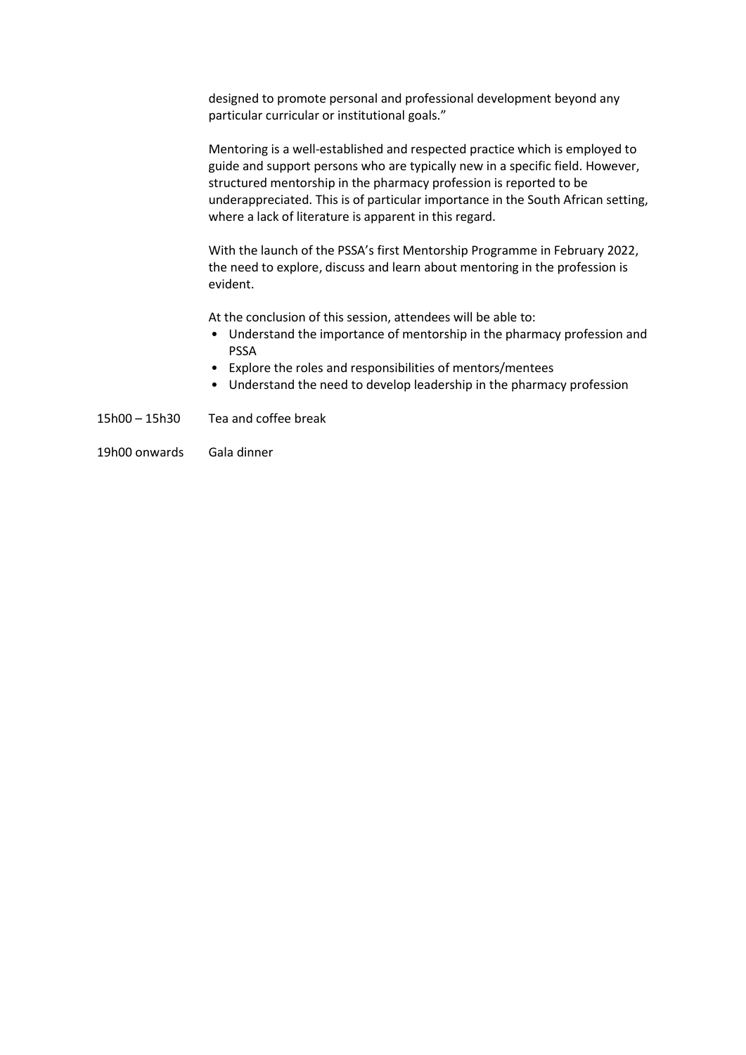designed to promote personal and professional development beyond any particular curricular or institutional goals."

Mentoring is a well-established and respected practice which is employed to guide and support persons who are typically new in a specific field. However, structured mentorship in the pharmacy profession is reported to be underappreciated. This is of particular importance in the South African setting, where a lack of literature is apparent in this regard.

With the launch of the PSSA's first Mentorship Programme in February 2022, the need to explore, discuss and learn about mentoring in the profession is evident.

At the conclusion of this session, attendees will be able to:

- Understand the importance of mentorship in the pharmacy profession and PSSA
- Explore the roles and responsibilities of mentors/mentees
- Understand the need to develop leadership in the pharmacy profession

15h00 – 15h30 Tea and coffee break

19h00 onwards Gala dinner